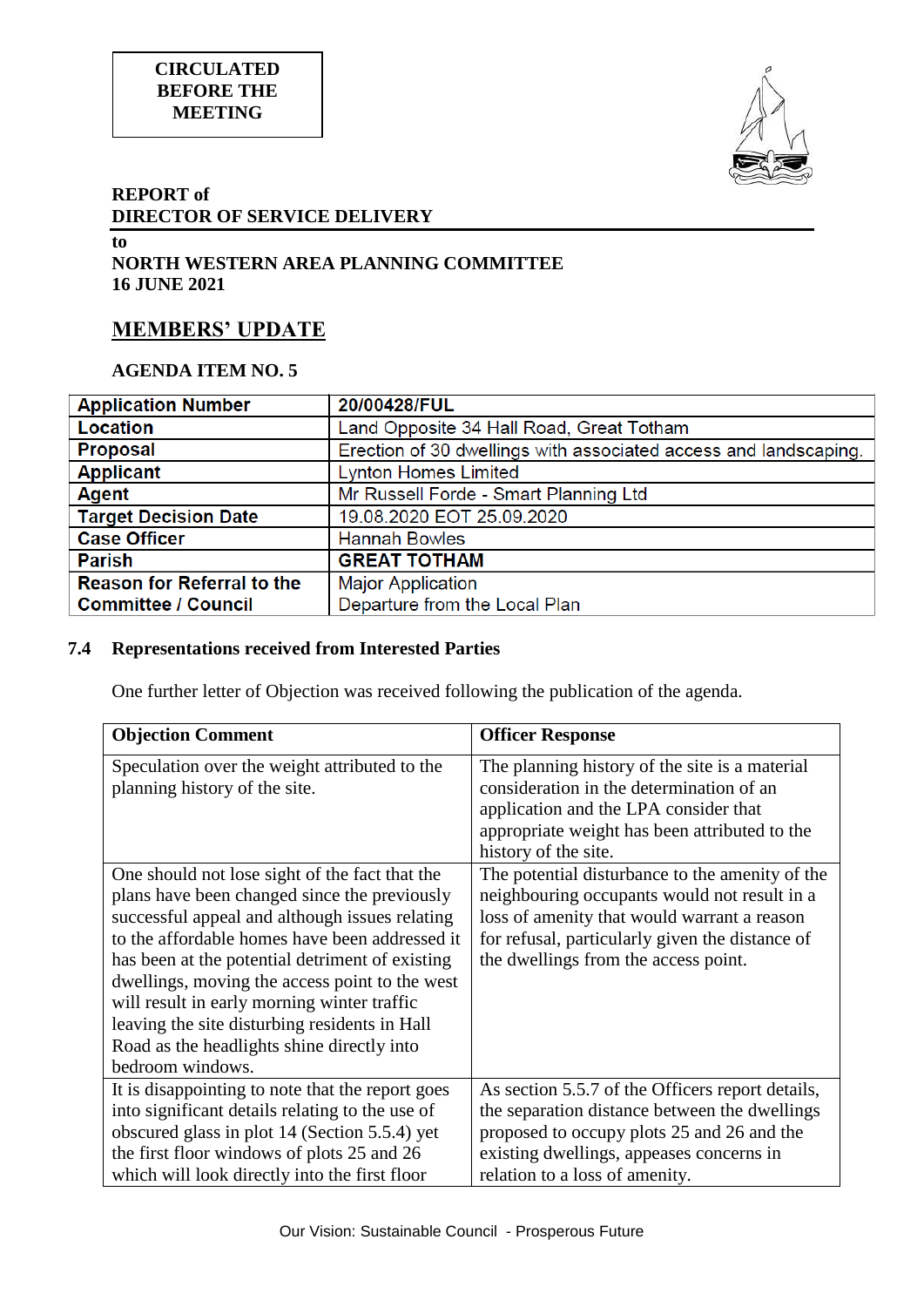**CIRCULATED BEFORE THE MEETING**

**REPORT of**
**DIRECTOR OF SERVICE DELIVERY**

**to**
**NORTH WESTERN AREA PLANNING COMMITTEE**
**16 JUNE 2021**

## MEMBERS' UPDATE

### AGENDA ITEM NO. 5

| **Application Number** | **20/00428/FUL** |
|---|---|
| **Location** | Land Opposite 34 Hall Road, Great Totham |
| **Proposal** | Erection of 30 dwellings with associated access and landscaping. |
| **Applicant** | Lynton Homes Limited |
| **Agent** | Mr Russell Forde - Smart Planning Ltd |
| **Target Decision Date** | 19.08.2020 EOT 25.09.2020 |
| **Case Officer** | Hannah Bowles |
| **Parish** | **GREAT TOTHAM** |
| **Reason for Referral to the Committee / Council** | Major Application<br>Departure from the Local Plan |

### 7.4 Representations received from Interested Parties

One further letter of Objection was received following the publication of the agenda.

| **Objection Comment** | **Officer Response** |
|---|---|
| Speculation over the weight attributed to the planning history of the site. | The planning history of the site is a material consideration in the determination of an application and the LPA consider that appropriate weight has been attributed to the history of the site. |
| One should not lose sight of the fact that the plans have been changed since the previously successful appeal and although issues relating to the affordable homes have been addressed it has been at the potential detriment of existing dwellings, moving the access point to the west will result in early morning winter traffic leaving the site disturbing residents in Hall Road as the headlights shine directly into bedroom windows. | The potential disturbance to the amenity of the neighbouring occupants would not result in a loss of amenity that would warrant a reason for refusal, particularly given the distance of the dwellings from the access point. |
| It is disappointing to note that the report goes into significant details relating to the use of obscured glass in plot 14 (Section 5.5.4) yet the first floor windows of plots 25 and 26 which will look directly into the first floor | As section 5.5.7 of the Officers report details, the separation distance between the dwellings proposed to occupy plots 25 and 26 and the existing dwellings, appeases concerns in relation to a loss of amenity. |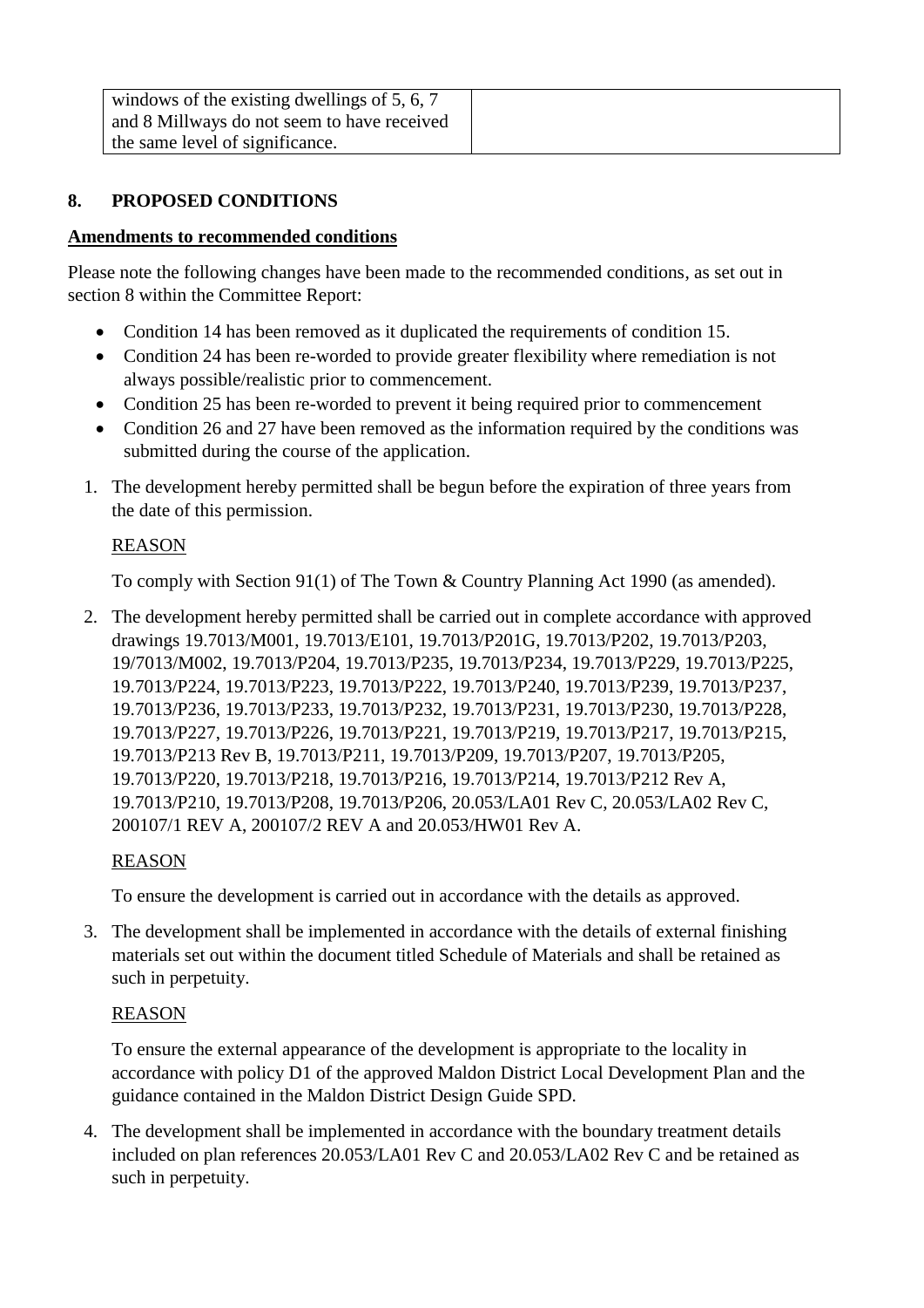| windows of the existing dwellings of 5, 6, 7 and 8 Millways do not seem to have received the same level of significance. | |
|---|---|

## 8. PROPOSED CONDITIONS

**Amendments to recommended conditions**

Please note the following changes have been made to the recommended conditions, as set out in section 8 within the Committee Report:

- Condition 14 has been removed as it duplicated the requirements of condition 15.
- Condition 24 has been re-worded to provide greater flexibility where remediation is not always possible/realistic prior to commencement.
- Condition 25 has been re-worded to prevent it being required prior to commencement
- Condition 26 and 27 have been removed as the information required by the conditions was submitted during the course of the application.

1. The development hereby permitted shall be begun before the expiration of three years from the date of this permission.

   REASON

   To comply with Section 91(1) of The Town & Country Planning Act 1990 (as amended).

2. The development hereby permitted shall be carried out in complete accordance with approved drawings 19.7013/M001, 19.7013/E101, 19.7013/P201G, 19.7013/P202, 19.7013/P203, 19/7013/M002, 19.7013/P204, 19.7013/P235, 19.7013/P234, 19.7013/P229, 19.7013/P225, 19.7013/P224, 19.7013/P223, 19.7013/P222, 19.7013/P240, 19.7013/P239, 19.7013/P237, 19.7013/P236, 19.7013/P233, 19.7013/P232, 19.7013/P231, 19.7013/P230, 19.7013/P228, 19.7013/P227, 19.7013/P226, 19.7013/P221, 19.7013/P219, 19.7013/P217, 19.7013/P215, 19.7013/P213 Rev B, 19.7013/P211, 19.7013/P209, 19.7013/P207, 19.7013/P205, 19.7013/P220, 19.7013/P218, 19.7013/P216, 19.7013/P214, 19.7013/P212 Rev A, 19.7013/P210, 19.7013/P208, 19.7013/P206, 20.053/LA01 Rev C, 20.053/LA02 Rev C, 200107/1 REV A, 200107/2 REV A and 20.053/HW01 Rev A.

   REASON

   To ensure the development is carried out in accordance with the details as approved.

3. The development shall be implemented in accordance with the details of external finishing materials set out within the document titled Schedule of Materials and shall be retained as such in perpetuity.

   REASON

   To ensure the external appearance of the development is appropriate to the locality in accordance with policy D1 of the approved Maldon District Local Development Plan and the guidance contained in the Maldon District Design Guide SPD.

4. The development shall be implemented in accordance with the boundary treatment details included on plan references 20.053/LA01 Rev C and 20.053/LA02 Rev C and be retained as such in perpetuity.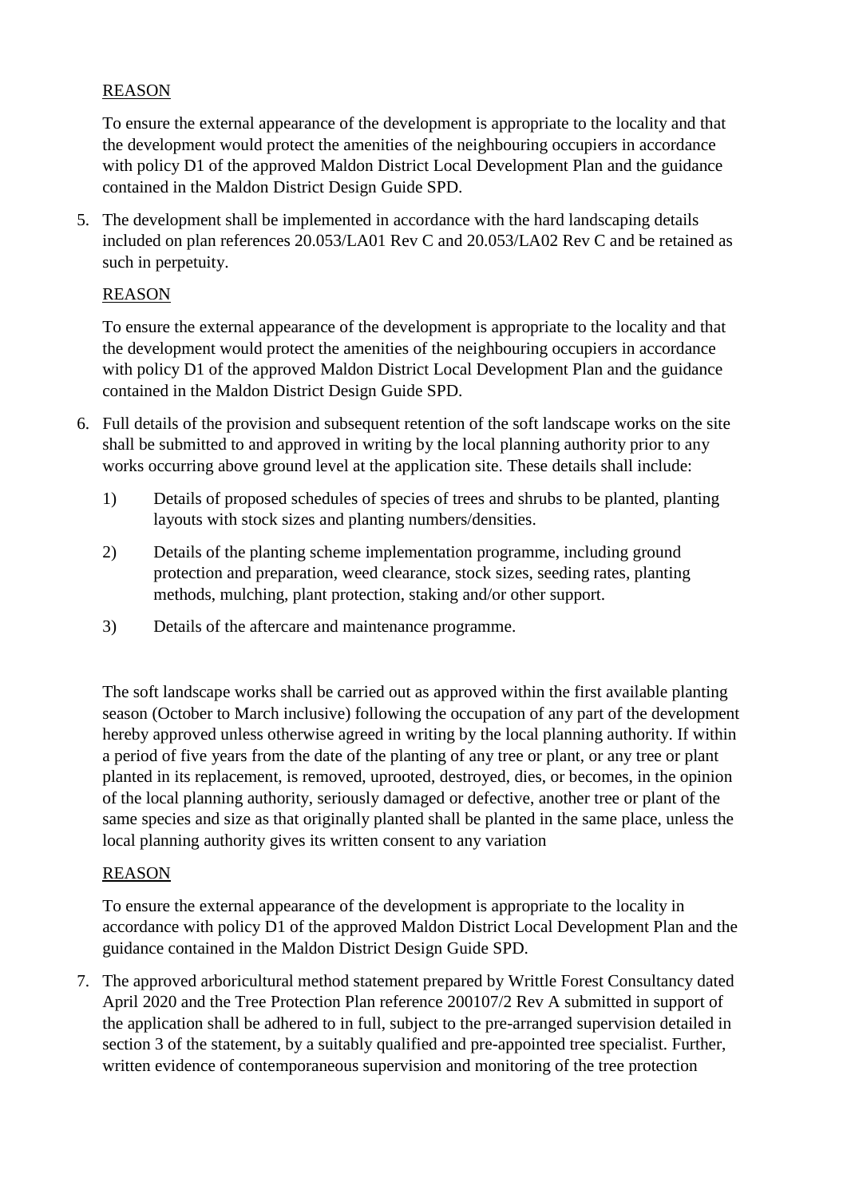REASON

To ensure the external appearance of the development is appropriate to the locality and that the development would protect the amenities of the neighbouring occupiers in accordance with policy D1 of the approved Maldon District Local Development Plan and the guidance contained in the Maldon District Design Guide SPD.

5. The development shall be implemented in accordance with the hard landscaping details included on plan references 20.053/LA01 Rev C and 20.053/LA02 Rev C and be retained as such in perpetuity.

   REASON

   To ensure the external appearance of the development is appropriate to the locality and that the development would protect the amenities of the neighbouring occupiers in accordance with policy D1 of the approved Maldon District Local Development Plan and the guidance contained in the Maldon District Design Guide SPD.

6. Full details of the provision and subsequent retention of the soft landscape works on the site shall be submitted to and approved in writing by the local planning authority prior to any works occurring above ground level at the application site. These details shall include:

   1) Details of proposed schedules of species of trees and shrubs to be planted, planting layouts with stock sizes and planting numbers/densities.

   2) Details of the planting scheme implementation programme, including ground protection and preparation, weed clearance, stock sizes, seeding rates, planting methods, mulching, plant protection, staking and/or other support.

   3) Details of the aftercare and maintenance programme.

   The soft landscape works shall be carried out as approved within the first available planting season (October to March inclusive) following the occupation of any part of the development hereby approved unless otherwise agreed in writing by the local planning authority. If within a period of five years from the date of the planting of any tree or plant, or any tree or plant planted in its replacement, is removed, uprooted, destroyed, dies, or becomes, in the opinion of the local planning authority, seriously damaged or defective, another tree or plant of the same species and size as that originally planted shall be planted in the same place, unless the local planning authority gives its written consent to any variation

   REASON

   To ensure the external appearance of the development is appropriate to the locality in accordance with policy D1 of the approved Maldon District Local Development Plan and the guidance contained in the Maldon District Design Guide SPD.

7. The approved arboricultural method statement prepared by Writtle Forest Consultancy dated April 2020 and the Tree Protection Plan reference 200107/2 Rev A submitted in support of the application shall be adhered to in full, subject to the pre-arranged supervision detailed in section 3 of the statement, by a suitably qualified and pre-appointed tree specialist. Further, written evidence of contemporaneous supervision and monitoring of the tree protection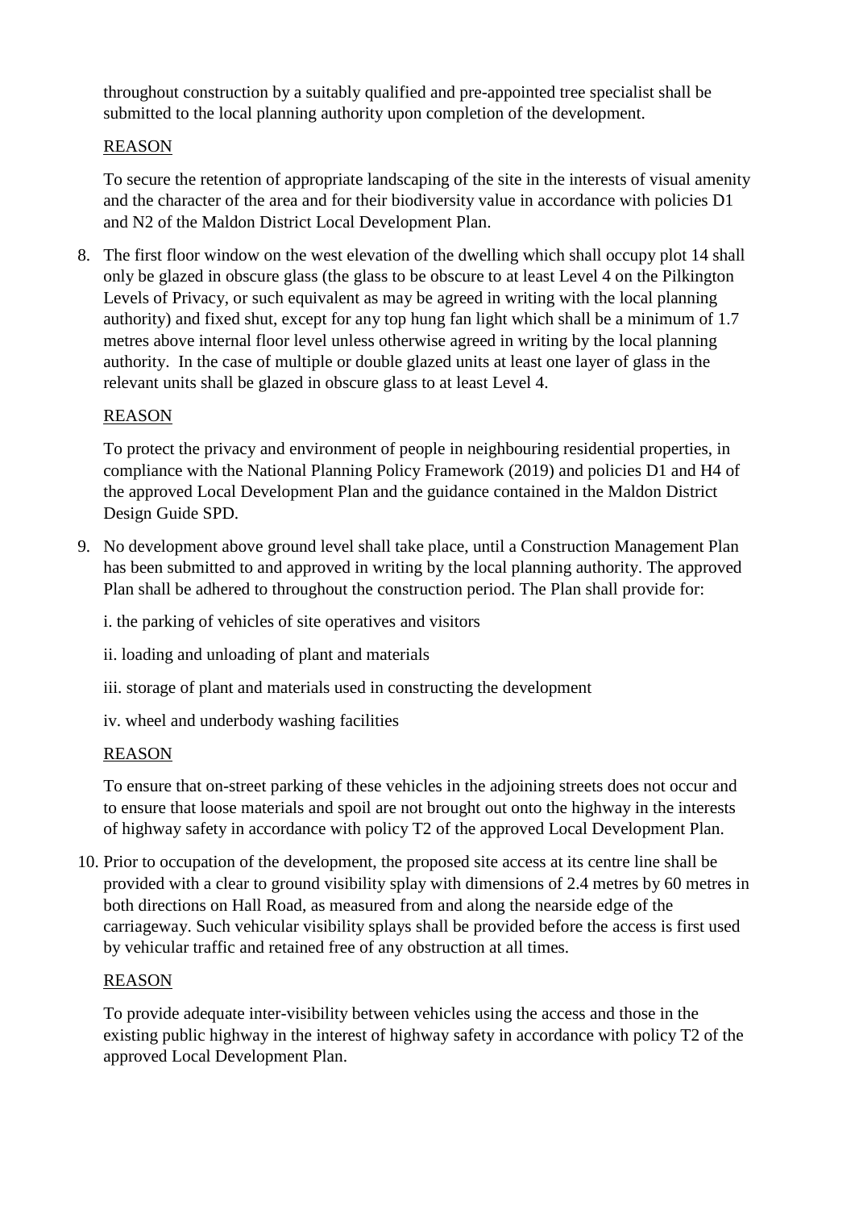throughout construction by a suitably qualified and pre-appointed tree specialist shall be submitted to the local planning authority upon completion of the development.

REASON

To secure the retention of appropriate landscaping of the site in the interests of visual amenity and the character of the area and for their biodiversity value in accordance with policies D1 and N2 of the Maldon District Local Development Plan.

8. The first floor window on the west elevation of the dwelling which shall occupy plot 14 shall only be glazed in obscure glass (the glass to be obscure to at least Level 4 on the Pilkington Levels of Privacy, or such equivalent as may be agreed in writing with the local planning authority) and fixed shut, except for any top hung fan light which shall be a minimum of 1.7 metres above internal floor level unless otherwise agreed in writing by the local planning authority. In the case of multiple or double glazed units at least one layer of glass in the relevant units shall be glazed in obscure glass to at least Level 4.

   REASON

   To protect the privacy and environment of people in neighbouring residential properties, in compliance with the National Planning Policy Framework (2019) and policies D1 and H4 of the approved Local Development Plan and the guidance contained in the Maldon District Design Guide SPD.

9. No development above ground level shall take place, until a Construction Management Plan has been submitted to and approved in writing by the local planning authority. The approved Plan shall be adhered to throughout the construction period. The Plan shall provide for:

   i. the parking of vehicles of site operatives and visitors

   ii. loading and unloading of plant and materials

   iii. storage of plant and materials used in constructing the development

   iv. wheel and underbody washing facilities

   REASON

   To ensure that on-street parking of these vehicles in the adjoining streets does not occur and to ensure that loose materials and spoil are not brought out onto the highway in the interests of highway safety in accordance with policy T2 of the approved Local Development Plan.

10. Prior to occupation of the development, the proposed site access at its centre line shall be provided with a clear to ground visibility splay with dimensions of 2.4 metres by 60 metres in both directions on Hall Road, as measured from and along the nearside edge of the carriageway. Such vehicular visibility splays shall be provided before the access is first used by vehicular traffic and retained free of any obstruction at all times.

    REASON

    To provide adequate inter-visibility between vehicles using the access and those in the existing public highway in the interest of highway safety in accordance with policy T2 of the approved Local Development Plan.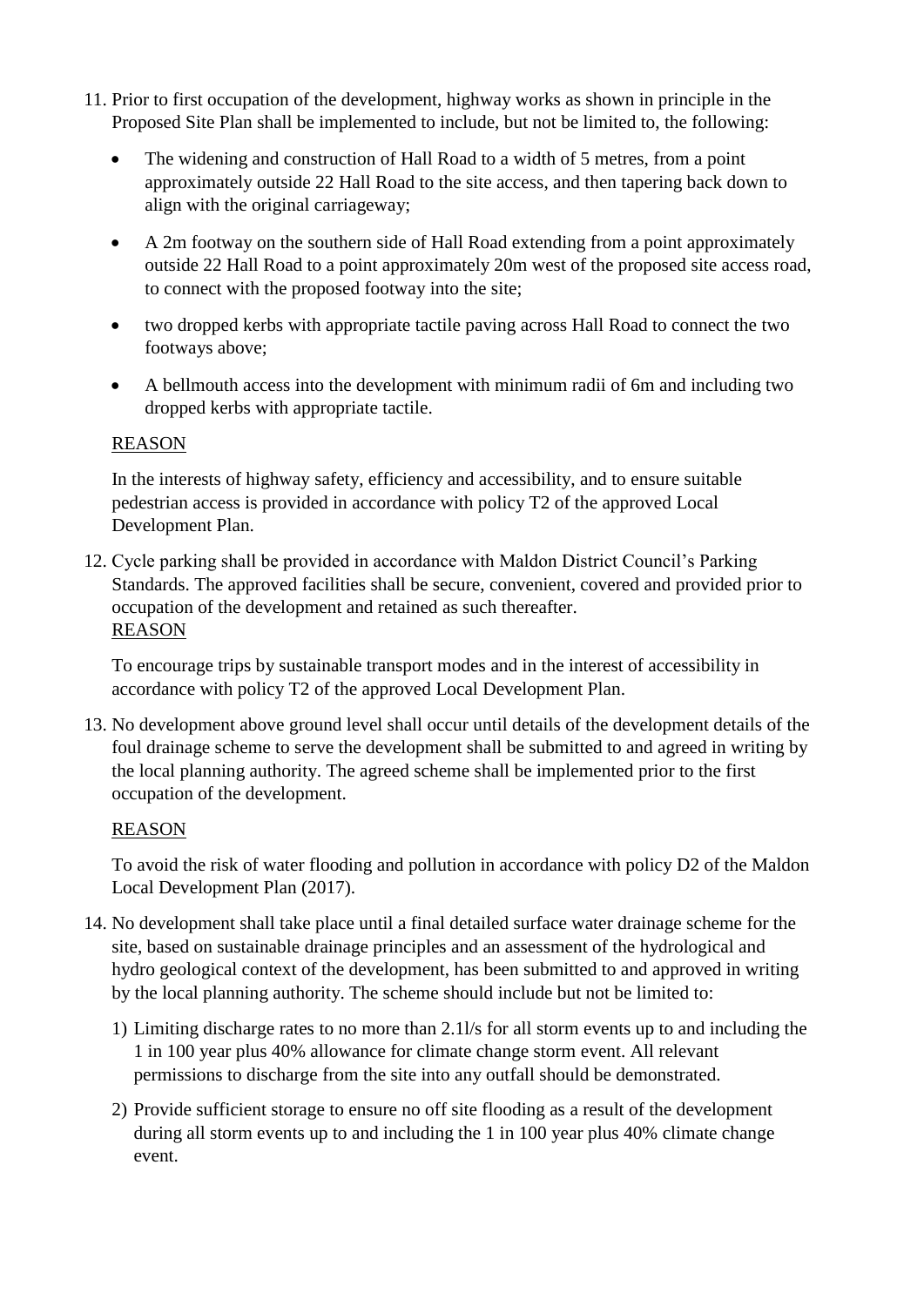11. Prior to first occupation of the development, highway works as shown in principle in the Proposed Site Plan shall be implemented to include, but not be limited to, the following:

    - The widening and construction of Hall Road to a width of 5 metres, from a point approximately outside 22 Hall Road to the site access, and then tapering back down to align with the original carriageway;
    - A 2m footway on the southern side of Hall Road extending from a point approximately outside 22 Hall Road to a point approximately 20m west of the proposed site access road, to connect with the proposed footway into the site;
    - two dropped kerbs with appropriate tactile paving across Hall Road to connect the two footways above;
    - A bellmouth access into the development with minimum radii of 6m and including two dropped kerbs with appropriate tactile.

    <u>REASON</u>

    In the interests of highway safety, efficiency and accessibility, and to ensure suitable pedestrian access is provided in accordance with policy T2 of the approved Local Development Plan.

12. Cycle parking shall be provided in accordance with Maldon District Council's Parking Standards. The approved facilities shall be secure, convenient, covered and provided prior to occupation of the development and retained as such thereafter.
    <u>REASON</u>

    To encourage trips by sustainable transport modes and in the interest of accessibility in accordance with policy T2 of the approved Local Development Plan.

13. No development above ground level shall occur until details of the development details of the foul drainage scheme to serve the development shall be submitted to and agreed in writing by the local planning authority. The agreed scheme shall be implemented prior to the first occupation of the development.

    <u>REASON</u>

    To avoid the risk of water flooding and pollution in accordance with policy D2 of the Maldon Local Development Plan (2017).

14. No development shall take place until a final detailed surface water drainage scheme for the site, based on sustainable drainage principles and an assessment of the hydrological and hydro geological context of the development, has been submitted to and approved in writing by the local planning authority. The scheme should include but not be limited to:

    1) Limiting discharge rates to no more than 2.1l/s for all storm events up to and including the 1 in 100 year plus 40% allowance for climate change storm event. All relevant permissions to discharge from the site into any outfall should be demonstrated.
    2) Provide sufficient storage to ensure no off site flooding as a result of the development during all storm events up to and including the 1 in 100 year plus 40% climate change event.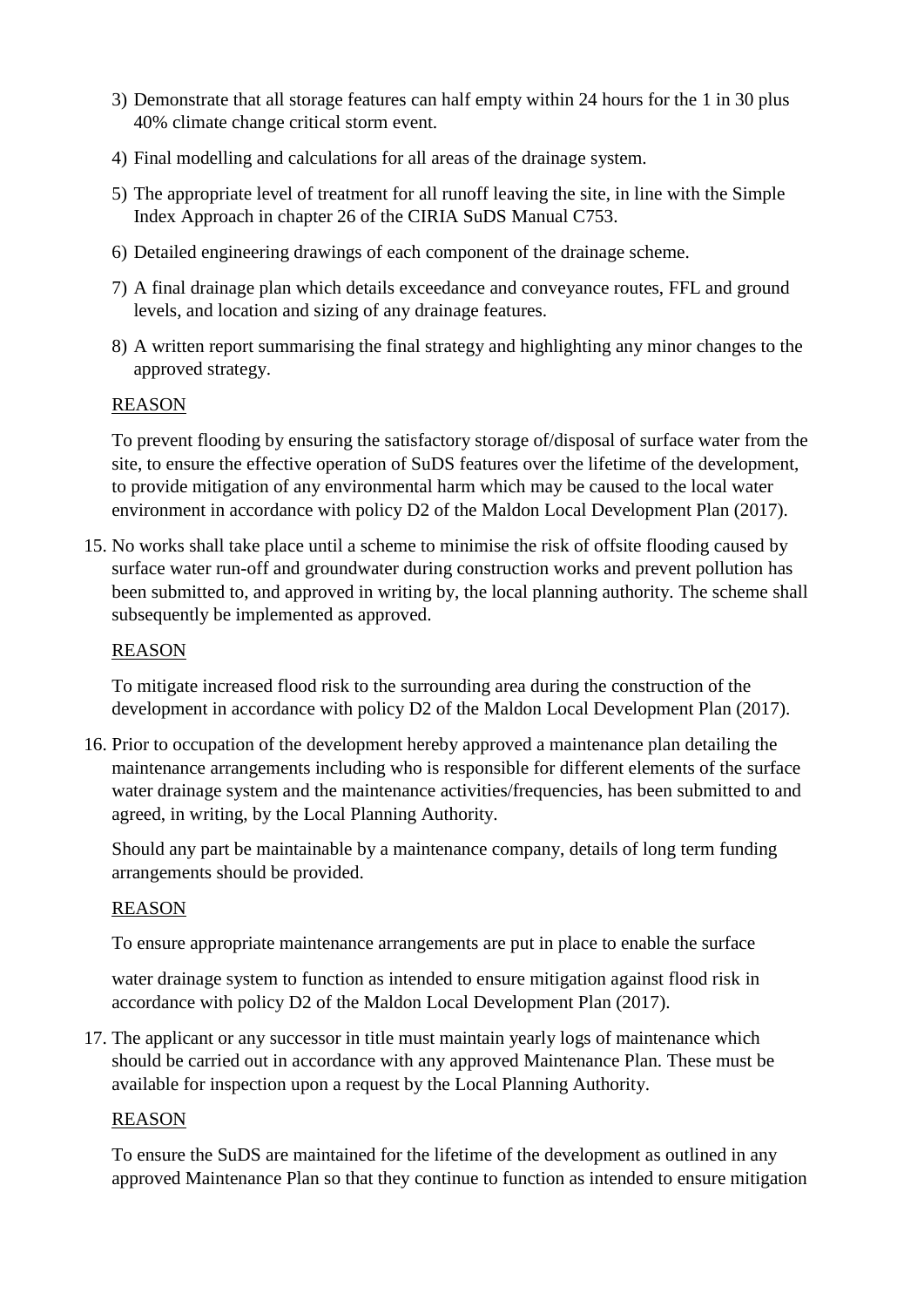3) Demonstrate that all storage features can half empty within 24 hours for the 1 in 30 plus 40% climate change critical storm event.
4) Final modelling and calculations for all areas of the drainage system.
5) The appropriate level of treatment for all runoff leaving the site, in line with the Simple Index Approach in chapter 26 of the CIRIA SuDS Manual C753.
6) Detailed engineering drawings of each component of the drainage scheme.
7) A final drainage plan which details exceedance and conveyance routes, FFL and ground levels, and location and sizing of any drainage features.
8) A written report summarising the final strategy and highlighting any minor changes to the approved strategy.

<u>REASON</u>

To prevent flooding by ensuring the satisfactory storage of/disposal of surface water from the site, to ensure the effective operation of SuDS features over the lifetime of the development, to provide mitigation of any environmental harm which may be caused to the local water environment in accordance with policy D2 of the Maldon Local Development Plan (2017).

15. No works shall take place until a scheme to minimise the risk of offsite flooding caused by surface water run-off and groundwater during construction works and prevent pollution has been submitted to, and approved in writing by, the local planning authority. The scheme shall subsequently be implemented as approved.

<u>REASON</u>

To mitigate increased flood risk to the surrounding area during the construction of the development in accordance with policy D2 of the Maldon Local Development Plan (2017).

16. Prior to occupation of the development hereby approved a maintenance plan detailing the maintenance arrangements including who is responsible for different elements of the surface water drainage system and the maintenance activities/frequencies, has been submitted to and agreed, in writing, by the Local Planning Authority.

Should any part be maintainable by a maintenance company, details of long term funding arrangements should be provided.

<u>REASON</u>

To ensure appropriate maintenance arrangements are put in place to enable the surface

water drainage system to function as intended to ensure mitigation against flood risk in accordance with policy D2 of the Maldon Local Development Plan (2017).

17. The applicant or any successor in title must maintain yearly logs of maintenance which should be carried out in accordance with any approved Maintenance Plan. These must be available for inspection upon a request by the Local Planning Authority.

<u>REASON</u>

To ensure the SuDS are maintained for the lifetime of the development as outlined in any approved Maintenance Plan so that they continue to function as intended to ensure mitigation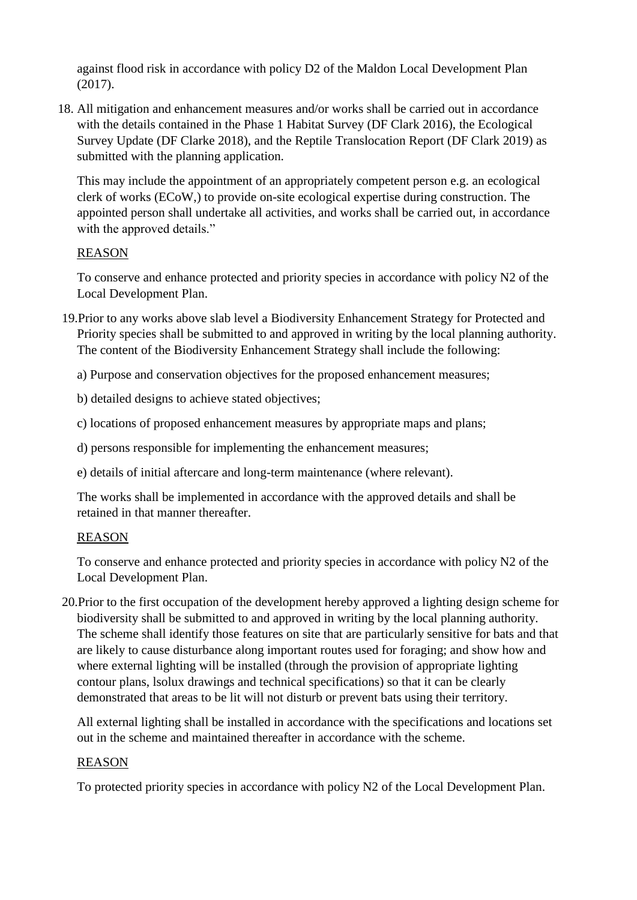against flood risk in accordance with policy D2 of the Maldon Local Development Plan (2017).

18. All mitigation and enhancement measures and/or works shall be carried out in accordance with the details contained in the Phase 1 Habitat Survey (DF Clark 2016), the Ecological Survey Update (DF Clarke 2018), and the Reptile Translocation Report (DF Clark 2019) as submitted with the planning application.

    This may include the appointment of an appropriately competent person e.g. an ecological clerk of works (ECoW,) to provide on-site ecological expertise during construction. The appointed person shall undertake all activities, and works shall be carried out, in accordance with the approved details."

    REASON

    To conserve and enhance protected and priority species in accordance with policy N2 of the Local Development Plan.

19. Prior to any works above slab level a Biodiversity Enhancement Strategy for Protected and Priority species shall be submitted to and approved in writing by the local planning authority. The content of the Biodiversity Enhancement Strategy shall include the following:

    a) Purpose and conservation objectives for the proposed enhancement measures;

    b) detailed designs to achieve stated objectives;

    c) locations of proposed enhancement measures by appropriate maps and plans;

    d) persons responsible for implementing the enhancement measures;

    e) details of initial aftercare and long-term maintenance (where relevant).

    The works shall be implemented in accordance with the approved details and shall be retained in that manner thereafter.

    REASON

    To conserve and enhance protected and priority species in accordance with policy N2 of the Local Development Plan.

20. Prior to the first occupation of the development hereby approved a lighting design scheme for biodiversity shall be submitted to and approved in writing by the local planning authority. The scheme shall identify those features on site that are particularly sensitive for bats and that are likely to cause disturbance along important routes used for foraging; and show how and where external lighting will be installed (through the provision of appropriate lighting contour plans, lsolux drawings and technical specifications) so that it can be clearly demonstrated that areas to be lit will not disturb or prevent bats using their territory.

    All external lighting shall be installed in accordance with the specifications and locations set out in the scheme and maintained thereafter in accordance with the scheme.

    REASON

    To protected priority species in accordance with policy N2 of the Local Development Plan.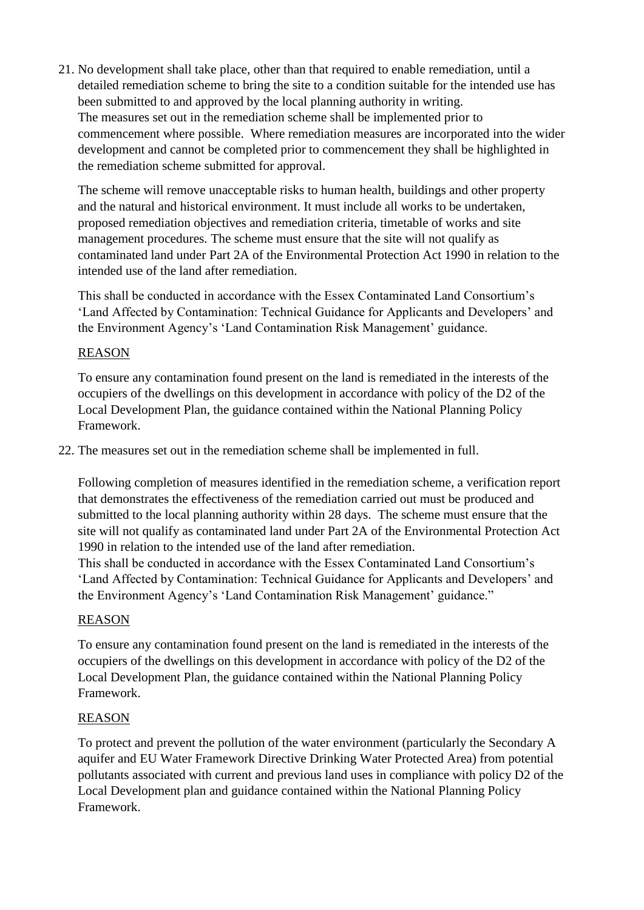21. No development shall take place, other than that required to enable remediation, until a detailed remediation scheme to bring the site to a condition suitable for the intended use has been submitted to and approved by the local planning authority in writing.
    The measures set out in the remediation scheme shall be implemented prior to commencement where possible. Where remediation measures are incorporated into the wider development and cannot be completed prior to commencement they shall be highlighted in the remediation scheme submitted for approval.

    The scheme will remove unacceptable risks to human health, buildings and other property and the natural and historical environment. It must include all works to be undertaken, proposed remediation objectives and remediation criteria, timetable of works and site management procedures. The scheme must ensure that the site will not qualify as contaminated land under Part 2A of the Environmental Protection Act 1990 in relation to the intended use of the land after remediation.

    This shall be conducted in accordance with the Essex Contaminated Land Consortium's 'Land Affected by Contamination: Technical Guidance for Applicants and Developers' and the Environment Agency's 'Land Contamination Risk Management' guidance.

    <u>REASON</u>

    To ensure any contamination found present on the land is remediated in the interests of the occupiers of the dwellings on this development in accordance with policy of the D2 of the Local Development Plan, the guidance contained within the National Planning Policy Framework.

22. The measures set out in the remediation scheme shall be implemented in full.

    Following completion of measures identified in the remediation scheme, a verification report that demonstrates the effectiveness of the remediation carried out must be produced and submitted to the local planning authority within 28 days. The scheme must ensure that the site will not qualify as contaminated land under Part 2A of the Environmental Protection Act 1990 in relation to the intended use of the land after remediation.
    This shall be conducted in accordance with the Essex Contaminated Land Consortium's 'Land Affected by Contamination: Technical Guidance for Applicants and Developers' and the Environment Agency's 'Land Contamination Risk Management' guidance."

    <u>REASON</u>

    To ensure any contamination found present on the land is remediated in the interests of the occupiers of the dwellings on this development in accordance with policy of the D2 of the Local Development Plan, the guidance contained within the National Planning Policy Framework.

    <u>REASON</u>

    To protect and prevent the pollution of the water environment (particularly the Secondary A aquifer and EU Water Framework Directive Drinking Water Protected Area) from potential pollutants associated with current and previous land uses in compliance with policy D2 of the Local Development plan and guidance contained within the National Planning Policy Framework.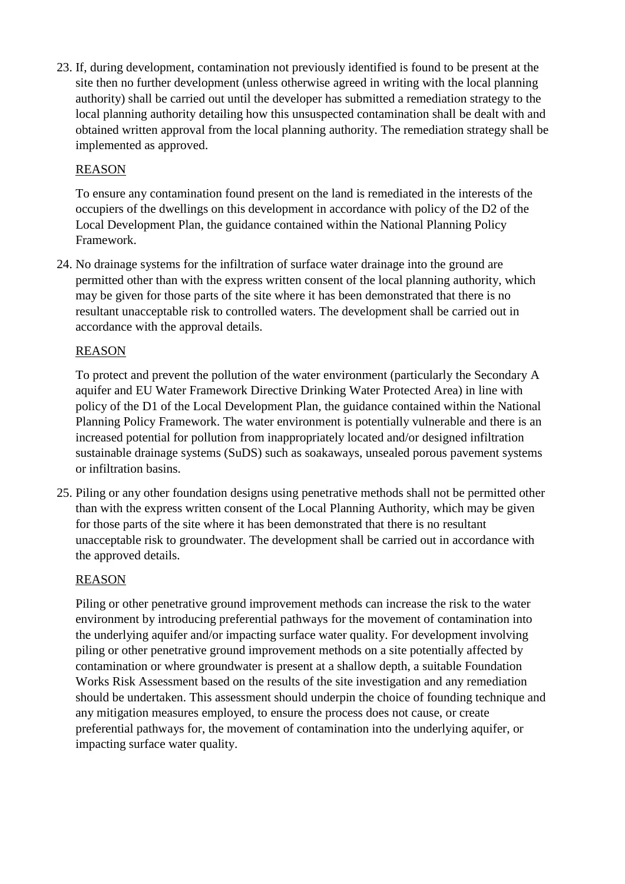23. If, during development, contamination not previously identified is found to be present at the site then no further development (unless otherwise agreed in writing with the local planning authority) shall be carried out until the developer has submitted a remediation strategy to the local planning authority detailing how this unsuspected contamination shall be dealt with and obtained written approval from the local planning authority. The remediation strategy shall be implemented as approved.

    REASON

    To ensure any contamination found present on the land is remediated in the interests of the occupiers of the dwellings on this development in accordance with policy of the D2 of the Local Development Plan, the guidance contained within the National Planning Policy Framework.

24. No drainage systems for the infiltration of surface water drainage into the ground are permitted other than with the express written consent of the local planning authority, which may be given for those parts of the site where it has been demonstrated that there is no resultant unacceptable risk to controlled waters. The development shall be carried out in accordance with the approval details.

    REASON

    To protect and prevent the pollution of the water environment (particularly the Secondary A aquifer and EU Water Framework Directive Drinking Water Protected Area) in line with policy of the D1 of the Local Development Plan, the guidance contained within the National Planning Policy Framework. The water environment is potentially vulnerable and there is an increased potential for pollution from inappropriately located and/or designed infiltration sustainable drainage systems (SuDS) such as soakaways, unsealed porous pavement systems or infiltration basins.

25. Piling or any other foundation designs using penetrative methods shall not be permitted other than with the express written consent of the Local Planning Authority, which may be given for those parts of the site where it has been demonstrated that there is no resultant unacceptable risk to groundwater. The development shall be carried out in accordance with the approved details.

    REASON

    Piling or other penetrative ground improvement methods can increase the risk to the water environment by introducing preferential pathways for the movement of contamination into the underlying aquifer and/or impacting surface water quality. For development involving piling or other penetrative ground improvement methods on a site potentially affected by contamination or where groundwater is present at a shallow depth, a suitable Foundation Works Risk Assessment based on the results of the site investigation and any remediation should be undertaken. This assessment should underpin the choice of founding technique and any mitigation measures employed, to ensure the process does not cause, or create preferential pathways for, the movement of contamination into the underlying aquifer, or impacting surface water quality.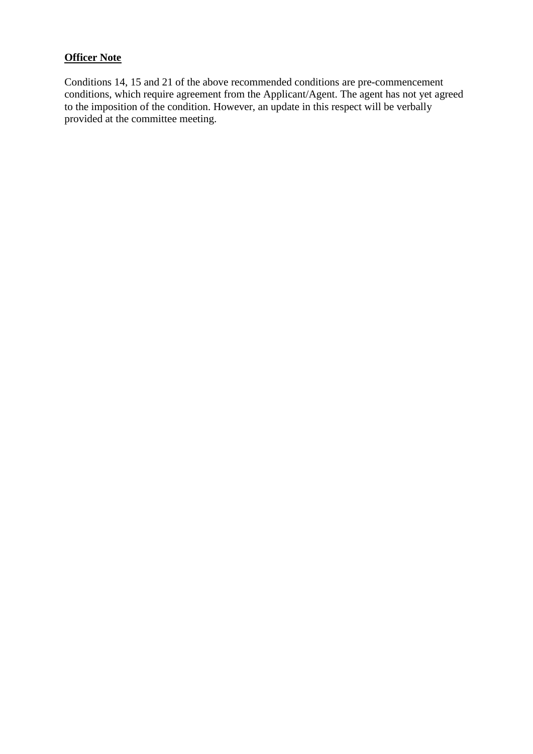**Officer Note**

Conditions 14, 15 and 21 of the above recommended conditions are pre-commencement conditions, which require agreement from the Applicant/Agent. The agent has not yet agreed to the imposition of the condition. However, an update in this respect will be verbally provided at the committee meeting.